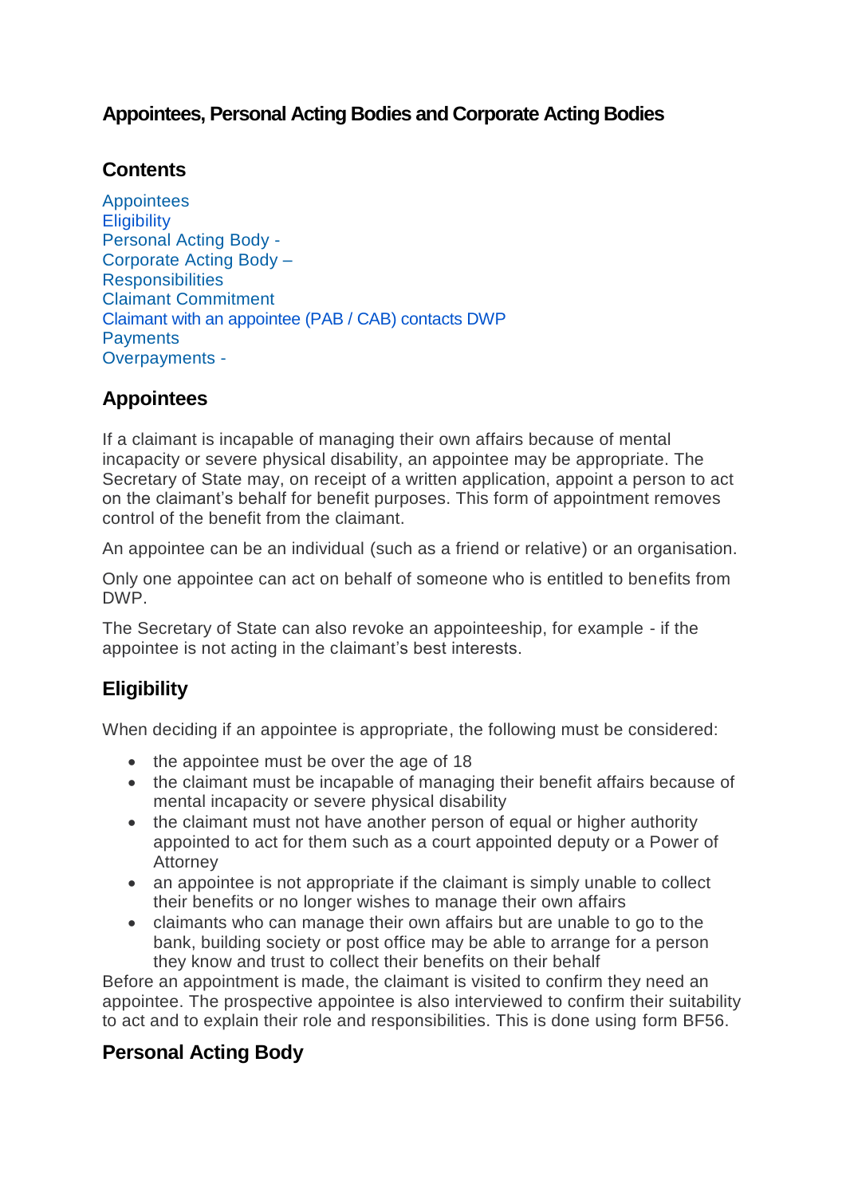# Appointees, Personal Acting Bodies and Corporate Acting Bodies

## Contents

Appointees
Eligibility
Personal Acting Body -
Corporate Acting Body –
Responsibilities
Claimant Commitment
Claimant with an appointee (PAB / CAB) contacts DWP
Payments
Overpayments -

## Appointees

If a claimant is incapable of managing their own affairs because of mental incapacity or severe physical disability, an appointee may be appropriate. The Secretary of State may, on receipt of a written application, appoint a person to act on the claimant's behalf for benefit purposes. This form of appointment removes control of the benefit from the claimant.

An appointee can be an individual (such as a friend or relative) or an organisation.

Only one appointee can act on behalf of someone who is entitled to benefits from DWP.

The Secretary of State can also revoke an appointeeship, for example - if the appointee is not acting in the claimant's best interests.

## Eligibility

When deciding if an appointee is appropriate, the following must be considered:

- the appointee must be over the age of 18
- the claimant must be incapable of managing their benefit affairs because of mental incapacity or severe physical disability
- the claimant must not have another person of equal or higher authority appointed to act for them such as a court appointed deputy or a Power of Attorney
- an appointee is not appropriate if the claimant is simply unable to collect their benefits or no longer wishes to manage their own affairs
- claimants who can manage their own affairs but are unable to go to the bank, building society or post office may be able to arrange for a person they know and trust to collect their benefits on their behalf

Before an appointment is made, the claimant is visited to confirm they need an appointee. The prospective appointee is also interviewed to confirm their suitability to act and to explain their role and responsibilities. This is done using form BF56.

## Personal Acting Body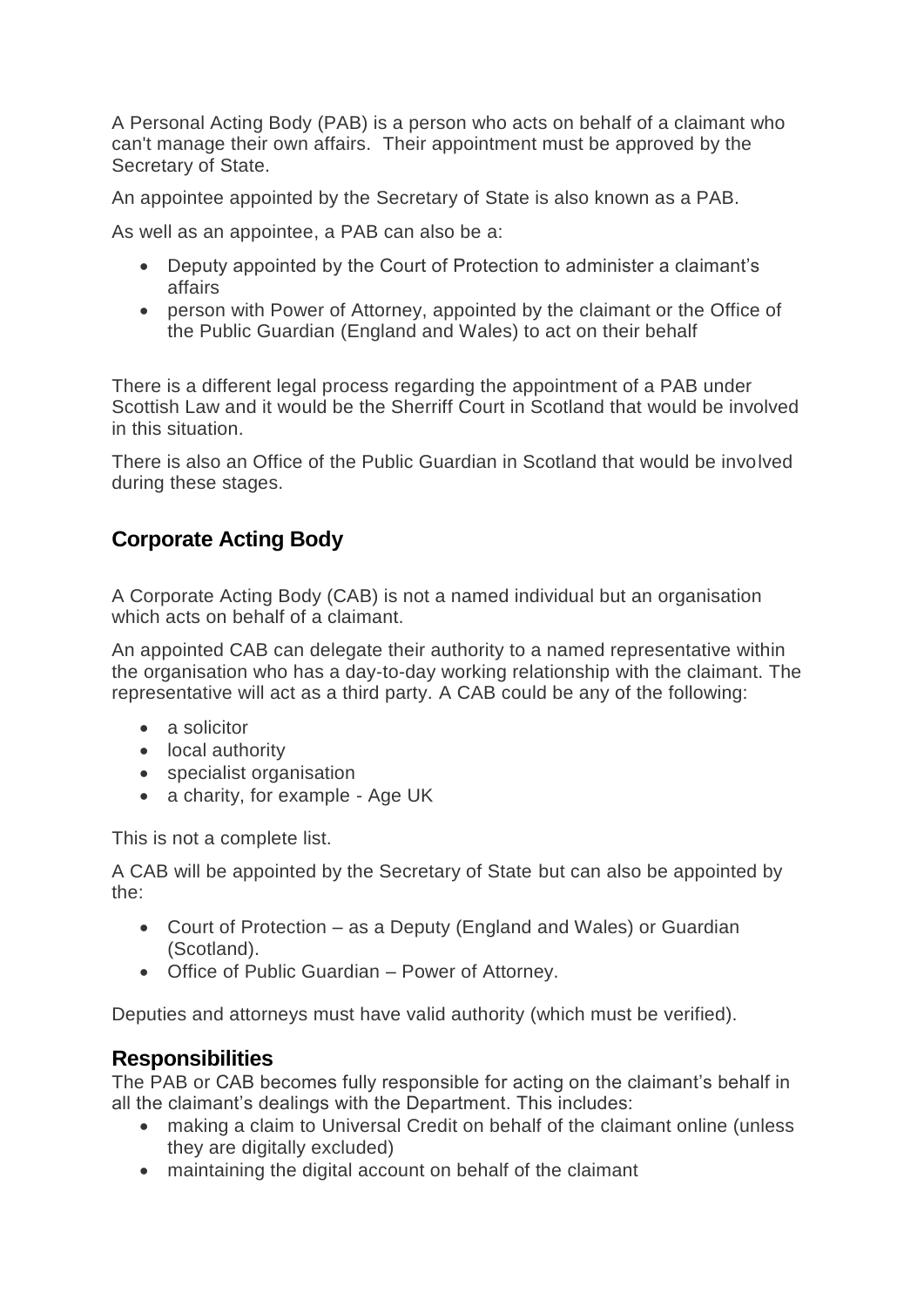A Personal Acting Body (PAB) is a person who acts on behalf of a claimant who can't manage their own affairs. Their appointment must be approved by the Secretary of State.

An appointee appointed by the Secretary of State is also known as a PAB.

As well as an appointee, a PAB can also be a:

- Deputy appointed by the Court of Protection to administer a claimant's affairs
- person with Power of Attorney, appointed by the claimant or the Office of the Public Guardian (England and Wales) to act on their behalf

There is a different legal process regarding the appointment of a PAB under Scottish Law and it would be the Sherriff Court in Scotland that would be involved in this situation.

There is also an Office of the Public Guardian in Scotland that would be involved during these stages.

## Corporate Acting Body

A Corporate Acting Body (CAB) is not a named individual but an organisation which acts on behalf of a claimant.

An appointed CAB can delegate their authority to a named representative within the organisation who has a day-to-day working relationship with the claimant. The representative will act as a third party. A CAB could be any of the following:

- a solicitor
- local authority
- specialist organisation
- a charity, for example - Age UK

This is not a complete list.

A CAB will be appointed by the Secretary of State but can also be appointed by the:

- Court of Protection – as a Deputy (England and Wales) or Guardian (Scotland).
- Office of Public Guardian – Power of Attorney.

Deputies and attorneys must have valid authority (which must be verified).

### Responsibilities

The PAB or CAB becomes fully responsible for acting on the claimant's behalf in all the claimant's dealings with the Department. This includes:

- making a claim to Universal Credit on behalf of the claimant online (unless they are digitally excluded)
- maintaining the digital account on behalf of the claimant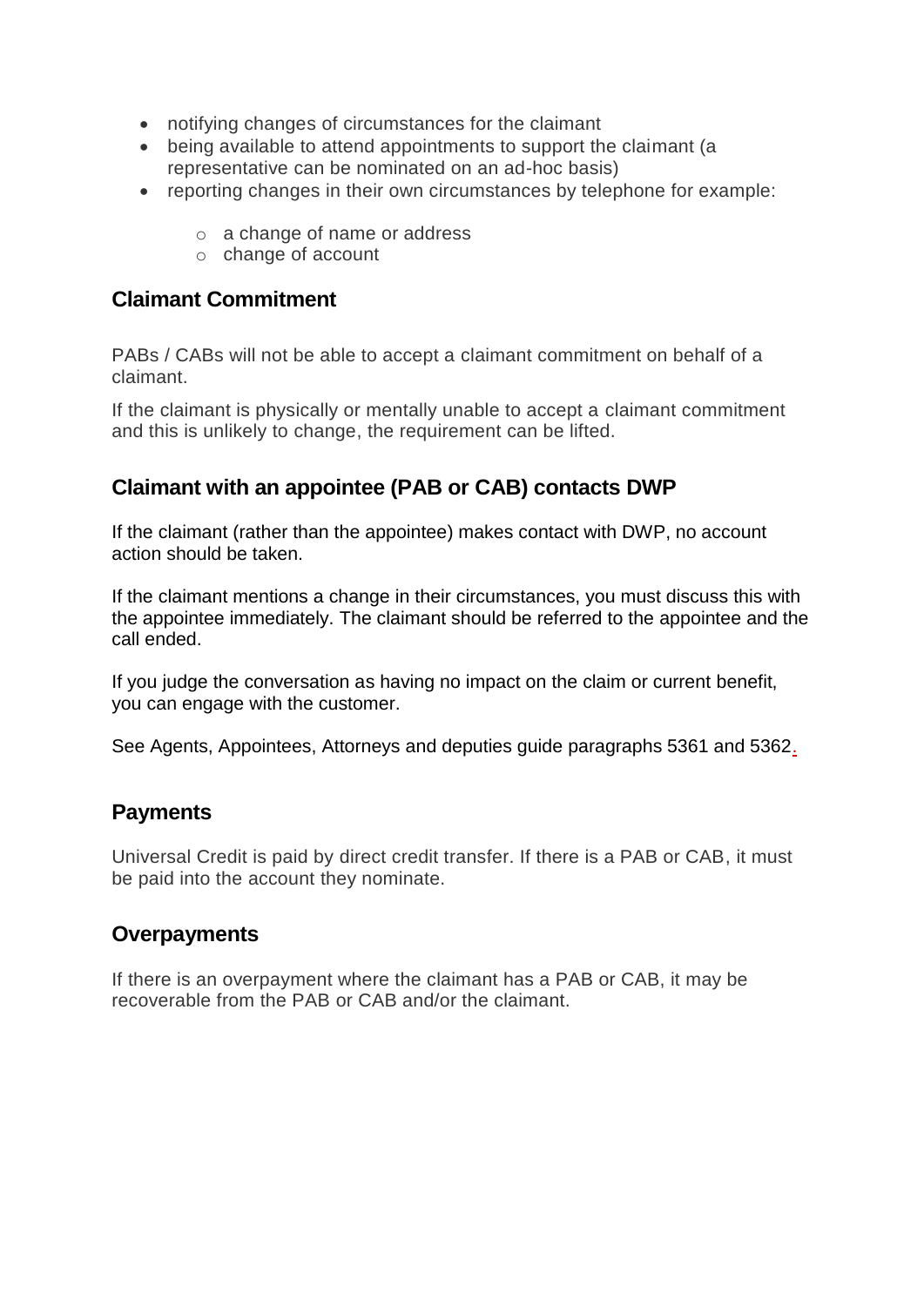- notifying changes of circumstances for the claimant
- being available to attend appointments to support the claimant (a representative can be nominated on an ad-hoc basis)
- reporting changes in their own circumstances by telephone for example:
    - a change of name or address
    - change of account

## Claimant Commitment

PABs / CABs will not be able to accept a claimant commitment on behalf of a claimant.

If the claimant is physically or mentally unable to accept a claimant commitment and this is unlikely to change, the requirement can be lifted.

## Claimant with an appointee (PAB or CAB) contacts DWP

If the claimant (rather than the appointee) makes contact with DWP, no account action should be taken.

If the claimant mentions a change in their circumstances, you must discuss this with the appointee immediately. The claimant should be referred to the appointee and the call ended.

If you judge the conversation as having no impact on the claim or current benefit, you can engage with the customer.

See Agents, Appointees, Attorneys and deputies guide paragraphs 5361 and 5362.

## Payments

Universal Credit is paid by direct credit transfer. If there is a PAB or CAB, it must be paid into the account they nominate.

## Overpayments

If there is an overpayment where the claimant has a PAB or CAB, it may be recoverable from the PAB or CAB and/or the claimant.